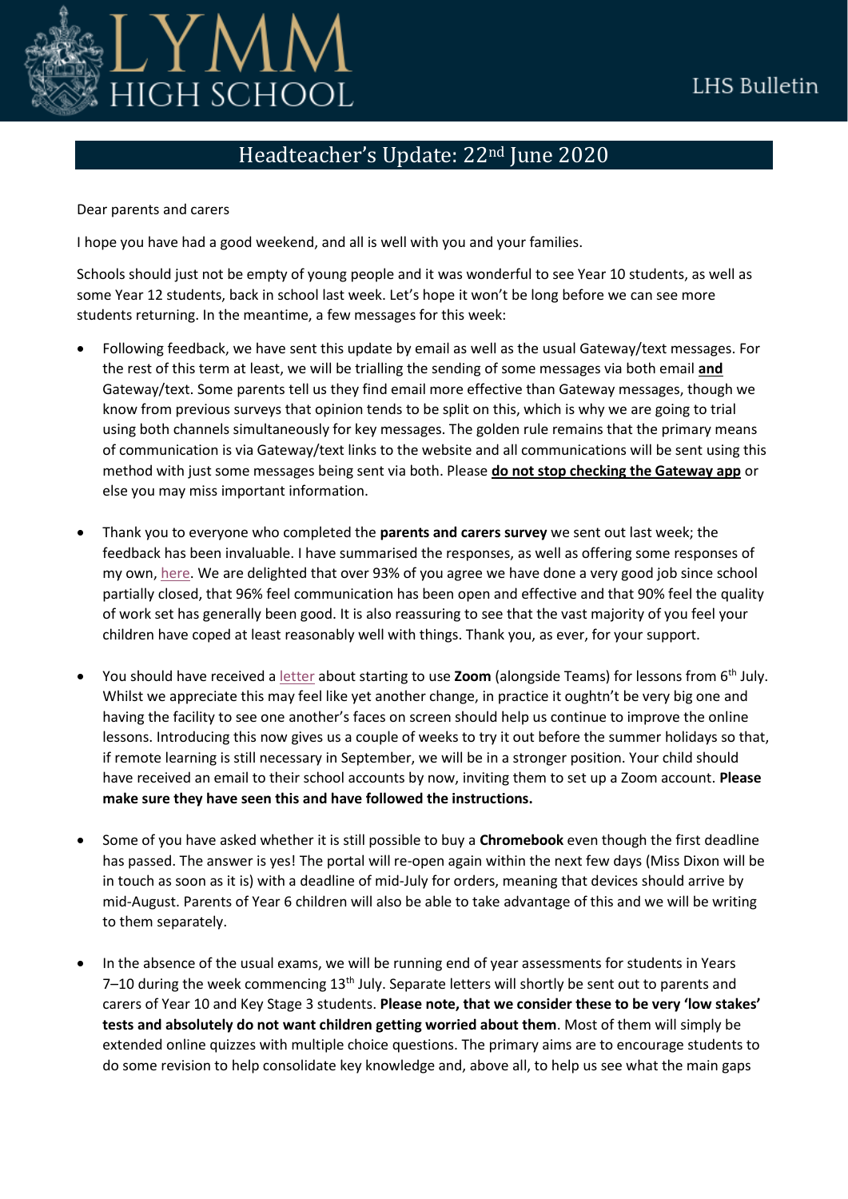LYMM HIGH SCHOOL

LHS Bulletin

# Headteacher's Update: 22nd June 2020

Dear parents and carers

I hope you have had a good weekend, and all is well with you and your families.

Schools should just not be empty of young people and it was wonderful to see Year 10 students, as well as some Year 12 students, back in school last week. Let's hope it won't be long before we can see more students returning. In the meantime, a few messages for this week:

- Following feedback, we have sent this update by email as well as the usual Gateway/text messages. For the rest of this term at least, we will be trialling the sending of some messages via both email **and** Gateway/text. Some parents tell us they find email more effective than Gateway messages, though we know from previous surveys that opinion tends to be split on this, which is why we are going to trial using both channels simultaneously for key messages. The golden rule remains that the primary means of communication is via Gateway/text links to the website and all communications will be sent using this method with just some messages being sent via both. Please **do not stop checking the Gateway app** or else you may miss important information.

- Thank you to everyone who completed the **parents and carers survey** we sent out last week; the feedback has been invaluable. I have summarised the responses, as well as offering some responses of my own, here. We are delighted that over 93% of you agree we have done a very good job since school partially closed, that 96% feel communication has been open and effective and that 90% feel the quality of work set has generally been good. It is also reassuring to see that the vast majority of you feel your children have coped at least reasonably well with things. Thank you, as ever, for your support.

- You should have received a letter about starting to use **Zoom** (alongside Teams) for lessons from 6th July. Whilst we appreciate this may feel like yet another change, in practice it oughtn't be very big one and having the facility to see one another's faces on screen should help us continue to improve the online lessons. Introducing this now gives us a couple of weeks to try it out before the summer holidays so that, if remote learning is still necessary in September, we will be in a stronger position. Your child should have received an email to their school accounts by now, inviting them to set up a Zoom account. **Please make sure they have seen this and have followed the instructions.**

- Some of you have asked whether it is still possible to buy a **Chromebook** even though the first deadline has passed. The answer is yes! The portal will re-open again within the next few days (Miss Dixon will be in touch as soon as it is) with a deadline of mid-July for orders, meaning that devices should arrive by mid-August. Parents of Year 6 children will also be able to take advantage of this and we will be writing to them separately.

- In the absence of the usual exams, we will be running end of year assessments for students in Years 7–10 during the week commencing 13th July. Separate letters will shortly be sent out to parents and carers of Year 10 and Key Stage 3 students. **Please note, that we consider these to be very 'low stakes' tests and absolutely do not want children getting worried about them**. Most of them will simply be extended online quizzes with multiple choice questions. The primary aims are to encourage students to do some revision to help consolidate key knowledge and, above all, to help us see what the main gaps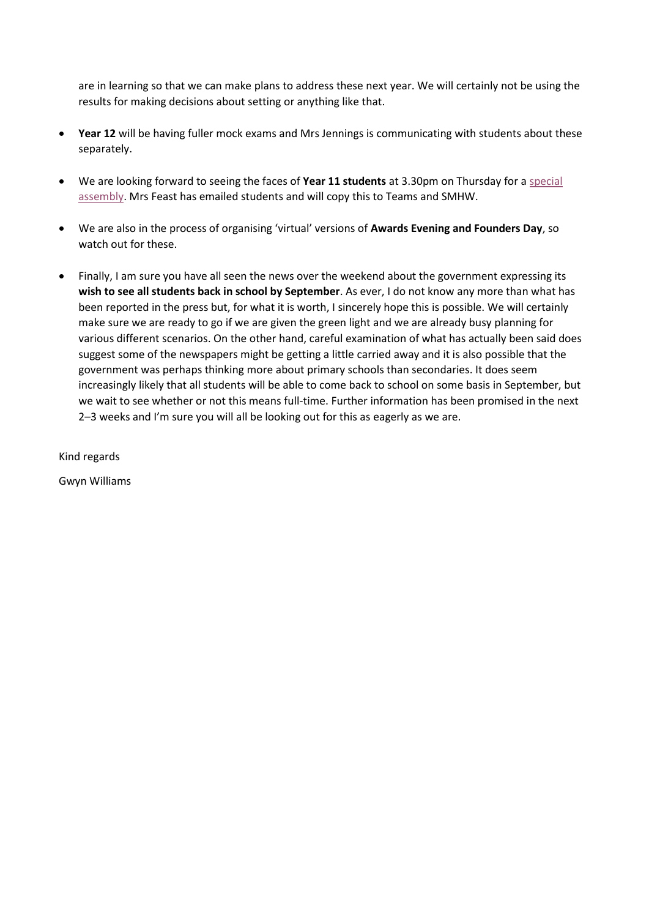are in learning so that we can make plans to address these next year. We will certainly not be using the results for making decisions about setting or anything like that.

- **Year 12** will be having fuller mock exams and Mrs Jennings is communicating with students about these separately.

- We are looking forward to seeing the faces of **Year 11 students** at 3.30pm on Thursday for a special assembly. Mrs Feast has emailed students and will copy this to Teams and SMHW.

- We are also in the process of organising 'virtual' versions of **Awards Evening and Founders Day**, so watch out for these.

- Finally, I am sure you have all seen the news over the weekend about the government expressing its **wish to see all students back in school by September**. As ever, I do not know any more than what has been reported in the press but, for what it is worth, I sincerely hope this is possible. We will certainly make sure we are ready to go if we are given the green light and we are already busy planning for various different scenarios. On the other hand, careful examination of what has actually been said does suggest some of the newspapers might be getting a little carried away and it is also possible that the government was perhaps thinking more about primary schools than secondaries. It does seem increasingly likely that all students will be able to come back to school on some basis in September, but we wait to see whether or not this means full-time. Further information has been promised in the next 2–3 weeks and I'm sure you will all be looking out for this as eagerly as we are.

Kind regards

Gwyn Williams